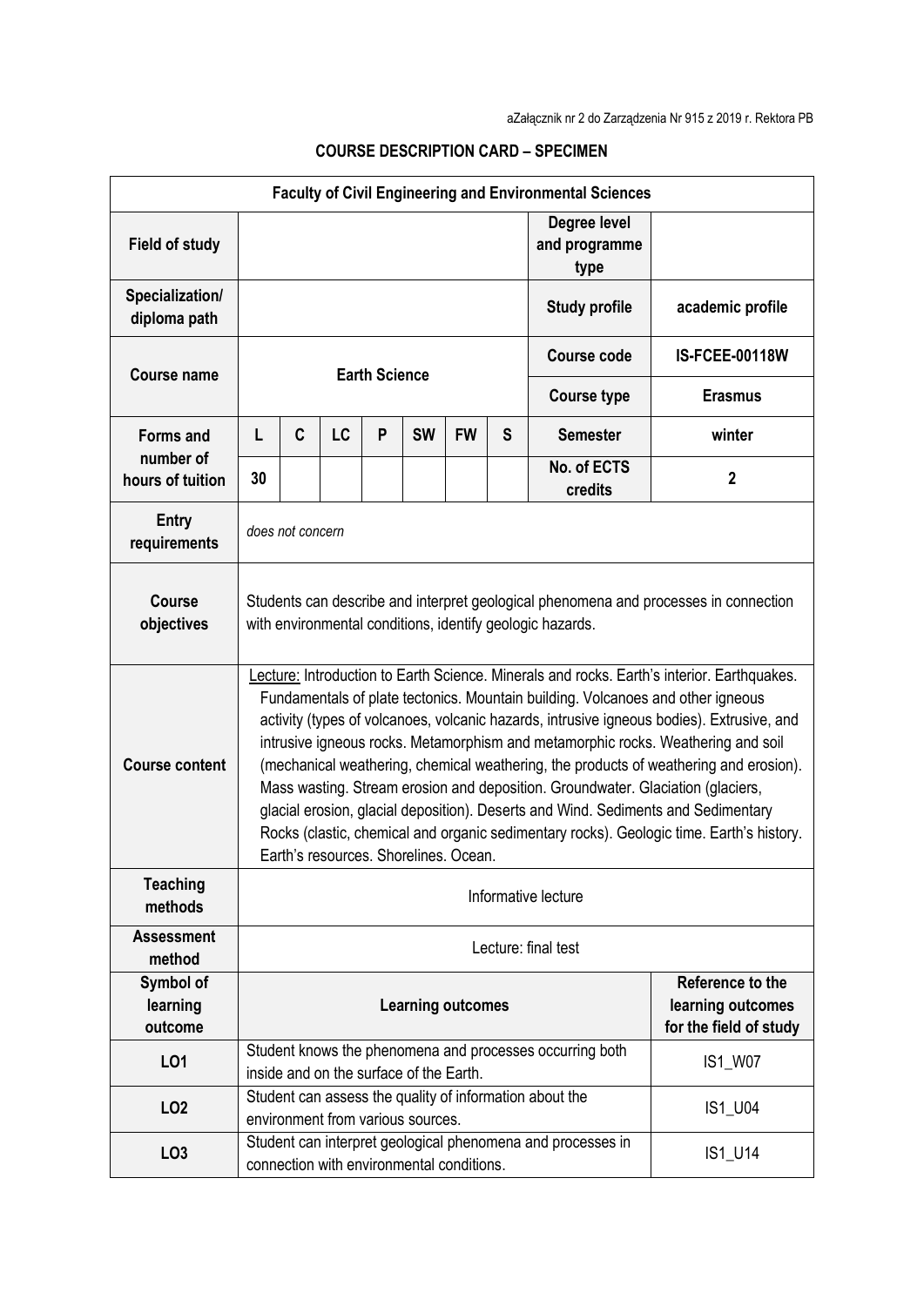aZałącznik nr 2 do Zarządzenia Nr 915 z 2019 r. Rektora PB

**COURSE DESCRIPTION CARD – SPECIMEN**

| **Faculty of Civil Engineering and Environmental Sciences** | | | | | | | | | |
|---|---|---|---|---|---|---|---|---|---|
| **Field of study** | | | | | | | | **Degree level and programme type** | |
| **Specialization/ diploma path** | | | | | | | | **Study profile** | **academic profile** |
| **Course name** | **Earth Science** | | | | | | | **Course code** | **IS-FCEE-00118W** |
| | | | | | | | | **Course type** | **Erasmus** |
| **Forms and number of hours of tuition** | **L** | **C** | **LC** | **P** | **SW** | **FW** | **S** | **Semester** | **winter** |
| | **30** | | | | | | | **No. of ECTS credits** | **2** |
| **Entry requirements** | *does not concern* | | | | | | | | |
| **Course objectives** | Students can describe and interpret geological phenomena and processes in connection with environmental conditions, identify geologic hazards. | | | | | | | | |
| **Course content** | Lecture: Introduction to Earth Science. Minerals and rocks. Earth's interior. Earthquakes. Fundamentals of plate tectonics. Mountain building. Volcanoes and other igneous activity (types of volcanoes, volcanic hazards, intrusive igneous bodies). Extrusive, and intrusive igneous rocks. Metamorphism and metamorphic rocks. Weathering and soil (mechanical weathering, chemical weathering, the products of weathering and erosion). Mass wasting. Stream erosion and deposition. Groundwater. Glaciation (glaciers, glacial erosion, glacial deposition). Deserts and Wind. Sediments and Sedimentary Rocks (clastic, chemical and organic sedimentary rocks). Geologic time. Earth's history. Earth's resources. Shorelines. Ocean. | | | | | | | | |
| **Teaching methods** | Informative lecture | | | | | | | | |
| **Assessment method** | Lecture: final test | | | | | | | | |
| **Symbol of learning outcome** | **Learning outcomes** | | | | | | | | **Reference to the learning outcomes for the field of study** |
| **LO1** | Student knows the phenomena and processes occurring both inside and on the surface of the Earth. | | | | | | | | IS1_W07 |
| **LO2** | Student can assess the quality of information about the environment from various sources. | | | | | | | | IS1_U04 |
| **LO3** | Student can interpret geological phenomena and processes in connection with environmental conditions. | | | | | | | | IS1_U14 |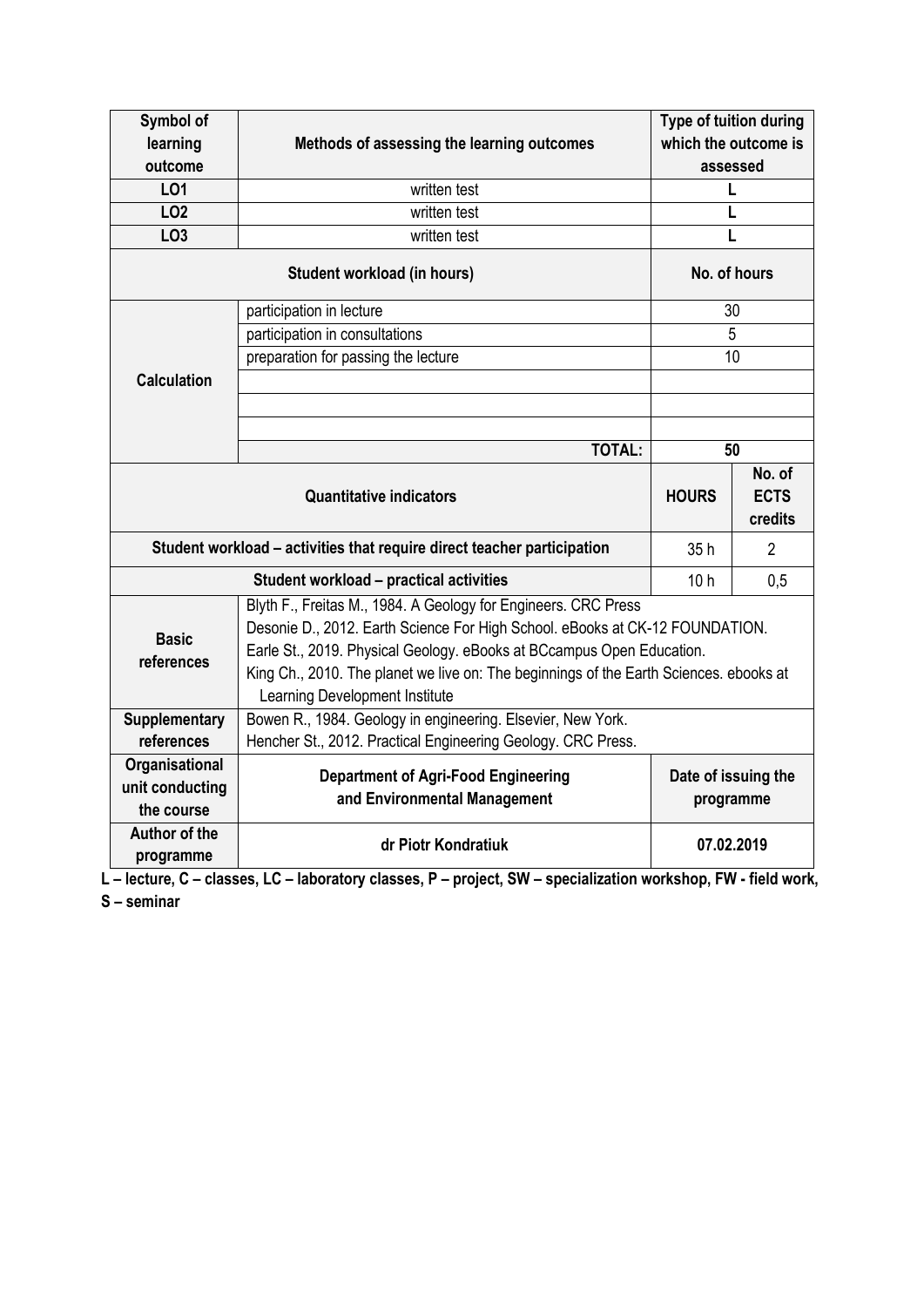| Symbol of learning outcome | Methods of assessing the learning outcomes | Type of tuition during which the outcome is assessed | |
|---|---|---|---|
| LO1 | written test | L | |
| LO2 | written test | L | |
| LO3 | written test | L | |
| Student workload (in hours) | | No. of hours | |
| Calculation | participation in lecture | 30 | |
| | participation in consultations | 5 | |
| | preparation for passing the lecture | 10 | |
| | | | |
| | | | |
| | | | |
| | TOTAL: | 50 | |
| Quantitative indicators | | HOURS | No. of ECTS credits |
| Student workload – activities that require direct teacher participation | | 35 h | 2 |
| Student workload – practical activities | | 10 h | 0,5 |
| Basic references | Blyth F., Freitas M., 1984. A Geology for Engineers. CRC Press<br>Desonie D., 2012. Earth Science For High School. eBooks at CK-12 FOUNDATION.<br>Earle St., 2019. Physical Geology. eBooks at BCcampus Open Education.<br>King Ch., 2010. The planet we live on: The beginnings of the Earth Sciences. ebooks at Learning Development Institute | | |
| Supplementary references | Bowen R., 1984. Geology in engineering. Elsevier, New York.<br>Hencher St., 2012. Practical Engineering Geology. CRC Press. | | |
| Organisational unit conducting the course | Department of Agri-Food Engineering and Environmental Management | Date of issuing the programme | |
| Author of the programme | dr Piotr Kondratiuk | 07.02.2019 | |

**L – lecture, C – classes, LC – laboratory classes, P – project, SW – specialization workshop, FW - field work, S – seminar**